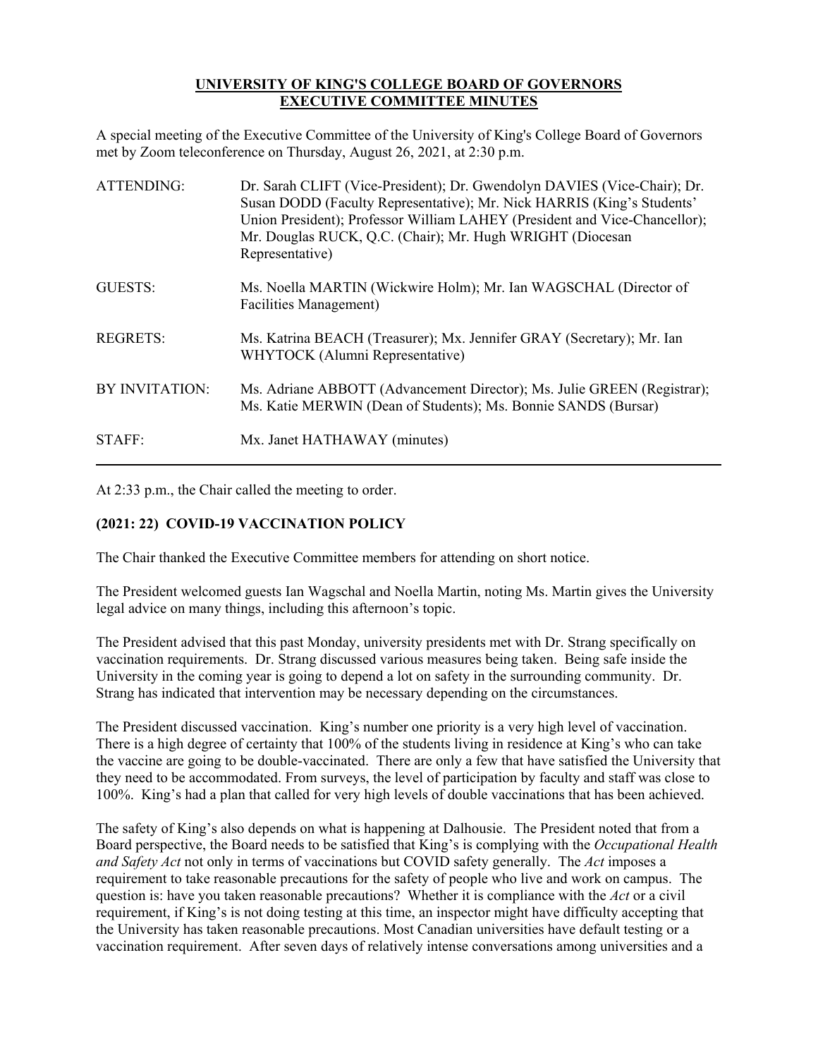**UNIVERSITY OF KING'S COLLEGE BOARD OF GOVERNORS**
**EXECUTIVE COMMITTEE MINUTES**

A special meeting of the Executive Committee of the University of King's College Board of Governors met by Zoom teleconference on Thursday, August 26, 2021, at 2:30 p.m.

| | |
|---|---|
| ATTENDING: | Dr. Sarah CLIFT (Vice-President); Dr. Gwendolyn DAVIES (Vice-Chair); Dr. Susan DODD (Faculty Representative); Mr. Nick HARRIS (King's Students' Union President); Professor William LAHEY (President and Vice-Chancellor); Mr. Douglas RUCK, Q.C. (Chair); Mr. Hugh WRIGHT (Diocesan Representative) |
| GUESTS: | Ms. Noella MARTIN (Wickwire Holm); Mr. Ian WAGSCHAL (Director of Facilities Management) |
| REGRETS: | Ms. Katrina BEACH (Treasurer); Mx. Jennifer GRAY (Secretary); Mr. Ian WHYTOCK (Alumni Representative) |
| BY INVITATION: | Ms. Adriane ABBOTT (Advancement Director); Ms. Julie GREEN (Registrar); Ms. Katie MERWIN (Dean of Students); Ms. Bonnie SANDS (Bursar) |
| STAFF: | Mx. Janet HATHAWAY (minutes) |

---

At 2:33 p.m., the Chair called the meeting to order.

**(2021: 22) COVID-19 VACCINATION POLICY**

The Chair thanked the Executive Committee members for attending on short notice.

The President welcomed guests Ian Wagschal and Noella Martin, noting Ms. Martin gives the University legal advice on many things, including this afternoon's topic.

The President advised that this past Monday, university presidents met with Dr. Strang specifically on vaccination requirements. Dr. Strang discussed various measures being taken. Being safe inside the University in the coming year is going to depend a lot on safety in the surrounding community. Dr. Strang has indicated that intervention may be necessary depending on the circumstances.

The President discussed vaccination. King's number one priority is a very high level of vaccination. There is a high degree of certainty that 100% of the students living in residence at King's who can take the vaccine are going to be double-vaccinated. There are only a few that have satisfied the University that they need to be accommodated. From surveys, the level of participation by faculty and staff was close to 100%. King's had a plan that called for very high levels of double vaccinations that has been achieved.

The safety of King's also depends on what is happening at Dalhousie. The President noted that from a Board perspective, the Board needs to be satisfied that King's is complying with the *Occupational Health and Safety Act* not only in terms of vaccinations but COVID safety generally. The *Act* imposes a requirement to take reasonable precautions for the safety of people who live and work on campus. The question is: have you taken reasonable precautions? Whether it is compliance with the *Act* or a civil requirement, if King's is not doing testing at this time, an inspector might have difficulty accepting that the University has taken reasonable precautions. Most Canadian universities have default testing or a vaccination requirement. After seven days of relatively intense conversations among universities and a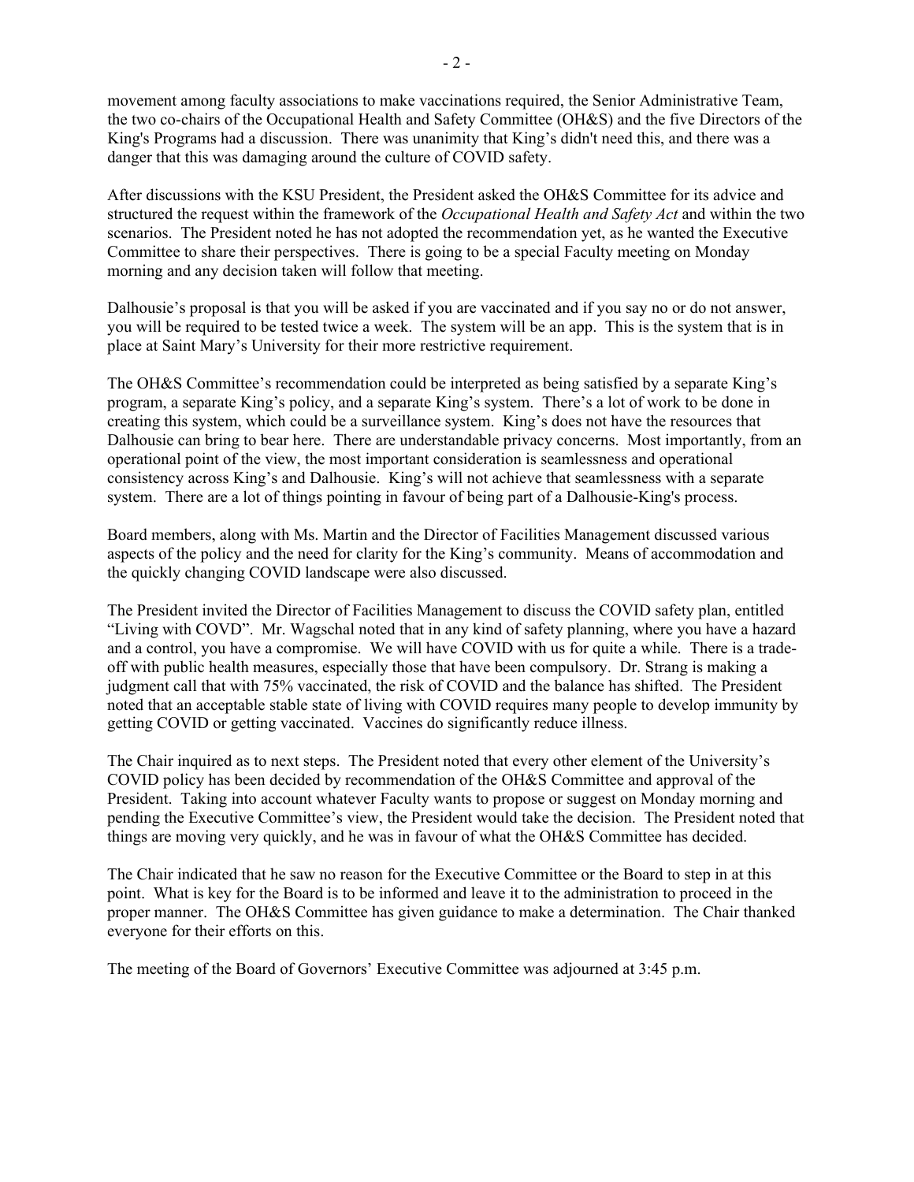movement among faculty associations to make vaccinations required, the Senior Administrative Team, the two co-chairs of the Occupational Health and Safety Committee (OH&S) and the five Directors of the King's Programs had a discussion. There was unanimity that King's didn't need this, and there was a danger that this was damaging around the culture of COVID safety.

After discussions with the KSU President, the President asked the OH&S Committee for its advice and structured the request within the framework of the *Occupational Health and Safety Act* and within the two scenarios. The President noted he has not adopted the recommendation yet, as he wanted the Executive Committee to share their perspectives. There is going to be a special Faculty meeting on Monday morning and any decision taken will follow that meeting.

Dalhousie's proposal is that you will be asked if you are vaccinated and if you say no or do not answer, you will be required to be tested twice a week. The system will be an app. This is the system that is in place at Saint Mary's University for their more restrictive requirement.

The OH&S Committee's recommendation could be interpreted as being satisfied by a separate King's program, a separate King's policy, and a separate King's system. There's a lot of work to be done in creating this system, which could be a surveillance system. King's does not have the resources that Dalhousie can bring to bear here. There are understandable privacy concerns. Most importantly, from an operational point of the view, the most important consideration is seamlessness and operational consistency across King's and Dalhousie. King's will not achieve that seamlessness with a separate system. There are a lot of things pointing in favour of being part of a Dalhousie-King's process.

Board members, along with Ms. Martin and the Director of Facilities Management discussed various aspects of the policy and the need for clarity for the King's community. Means of accommodation and the quickly changing COVID landscape were also discussed.

The President invited the Director of Facilities Management to discuss the COVID safety plan, entitled "Living with COVD". Mr. Wagschal noted that in any kind of safety planning, where you have a hazard and a control, you have a compromise. We will have COVID with us for quite a while. There is a trade-off with public health measures, especially those that have been compulsory. Dr. Strang is making a judgment call that with 75% vaccinated, the risk of COVID and the balance has shifted. The President noted that an acceptable stable state of living with COVID requires many people to develop immunity by getting COVID or getting vaccinated. Vaccines do significantly reduce illness.

The Chair inquired as to next steps. The President noted that every other element of the University's COVID policy has been decided by recommendation of the OH&S Committee and approval of the President. Taking into account whatever Faculty wants to propose or suggest on Monday morning and pending the Executive Committee's view, the President would take the decision. The President noted that things are moving very quickly, and he was in favour of what the OH&S Committee has decided.

The Chair indicated that he saw no reason for the Executive Committee or the Board to step in at this point. What is key for the Board is to be informed and leave it to the administration to proceed in the proper manner. The OH&S Committee has given guidance to make a determination. The Chair thanked everyone for their efforts on this.

The meeting of the Board of Governors' Executive Committee was adjourned at 3:45 p.m.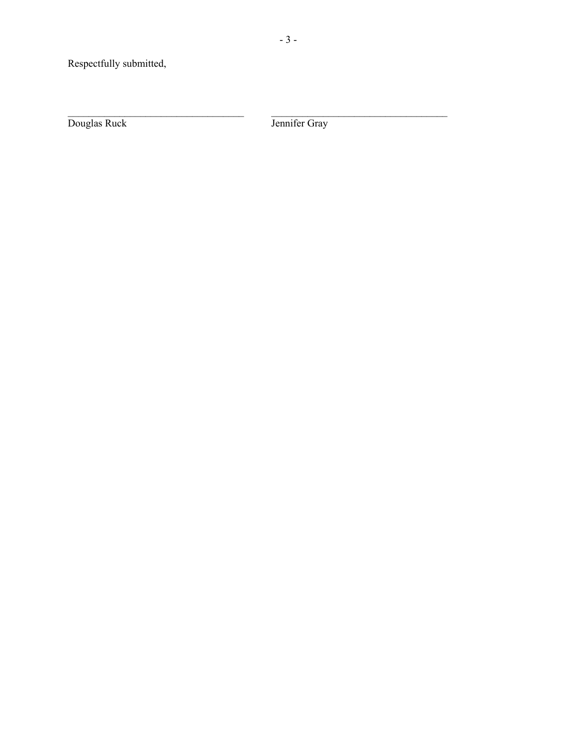Respectfully submitted,

\_\_\_\_\_\_\_\_\_\_\_\_\_\_\_\_\_\_\_\_\_\_\_\_\_\_\_\_\_\_\_\_\_\_\_\_ \_\_\_\_\_\_\_\_\_\_\_\_\_\_\_\_\_\_\_\_\_\_\_\_\_\_\_\_\_\_\_\_\_\_\_\_

Douglas Ruck Jennifer Gray